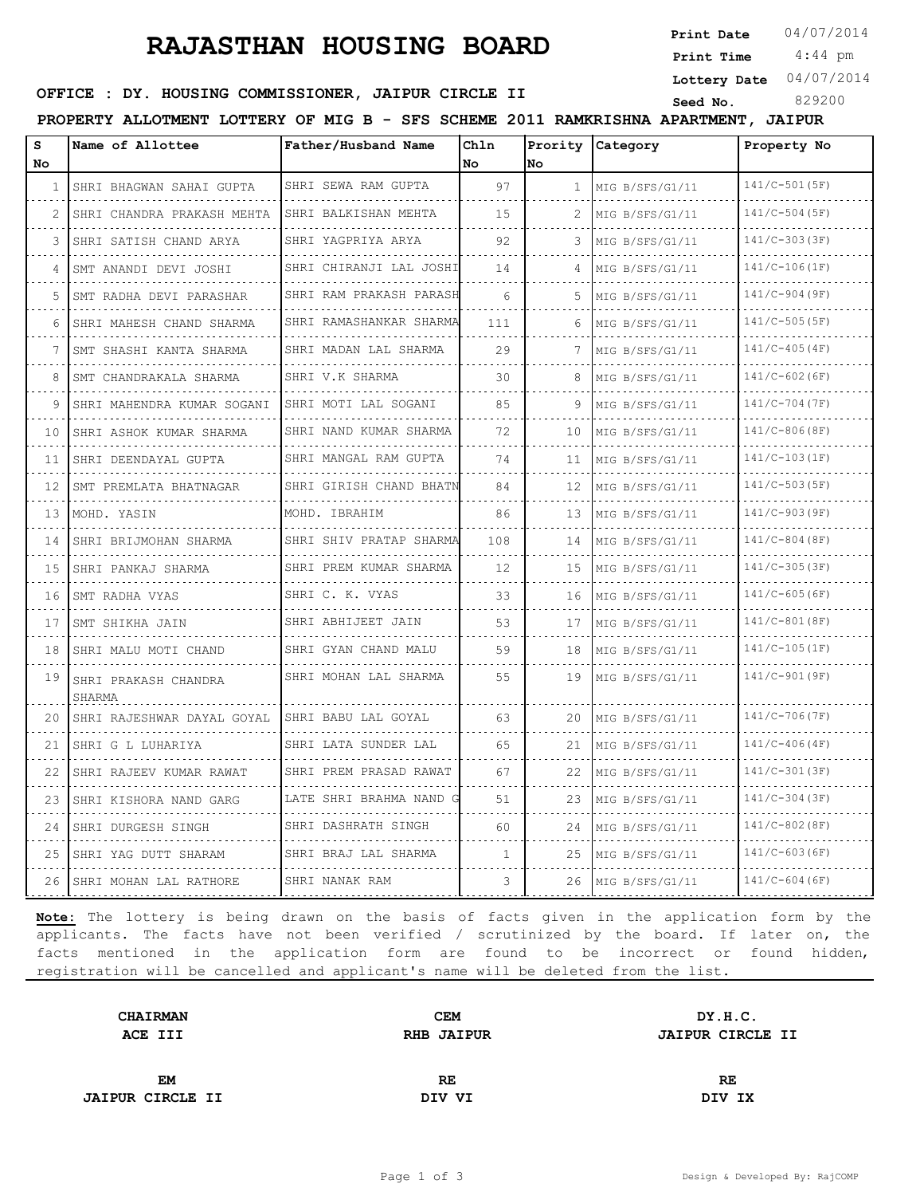# RAJASTHAN HOUSING BOARD

**Print Date** 04/07/2014
**Print Time** 4:44 pm
**Lottery Date** 04/07/2014
**Seed No.** 829200

**OFFICE : DY. HOUSING COMMISSIONER, JAIPUR CIRCLE II**

**PROPERTY ALLOTMENT LOTTERY OF MIG B - SFS SCHEME 2011 RAMKRISHNA APARTMENT, JAIPUR**

| S No | Name of Allottee | Father/Husband Name | Chln No | Prority No | Category | Property No |
|---|---|---|---|---|---|---|
| 1 | SHRI BHAGWAN SAHAI GUPTA | SHRI SEWA RAM GUPTA | 97 | 1 | MIG B/SFS/G1/11 | 141/C-501(5F) |
| 2 | SHRI CHANDRA PRAKASH MEHTA | SHRI BALKISHAN MEHTA | 15 | 2 | MIG B/SFS/G1/11 | 141/C-504(5F) |
| 3 | SHRI SATISH CHAND ARYA | SHRI YAGPRIYA ARYA | 92 | 3 | MIG B/SFS/G1/11 | 141/C-303(3F) |
| 4 | SMT ANANDI DEVI JOSHI | SHRI CHIRANJI LAL JOSHI | 14 | 4 | MIG B/SFS/G1/11 | 141/C-106(1F) |
| 5 | SMT RADHA DEVI PARASHAR | SHRI RAM PRAKASH PARASH | 6 | 5 | MIG B/SFS/G1/11 | 141/C-904(9F) |
| 6 | SHRI MAHESH CHAND SHARMA | SHRI RAMASHANKAR SHARMA | 111 | 6 | MIG B/SFS/G1/11 | 141/C-505(5F) |
| 7 | SMT SHASHI KANTA SHARMA | SHRI MADAN LAL SHARMA | 29 | 7 | MIG B/SFS/G1/11 | 141/C-405(4F) |
| 8 | SMT CHANDRAKALA SHARMA | SHRI V.K SHARMA | 30 | 8 | MIG B/SFS/G1/11 | 141/C-602(6F) |
| 9 | SHRI MAHENDRA KUMAR SOGANI | SHRI MOTI LAL SOGANI | 85 | 9 | MIG B/SFS/G1/11 | 141/C-704(7F) |
| 10 | SHRI ASHOK KUMAR SHARMA | SHRI NAND KUMAR SHARMA | 72 | 10 | MIG B/SFS/G1/11 | 141/C-806(8F) |
| 11 | SHRI DEENDAYAL GUPTA | SHRI MANGAL RAM GUPTA | 74 | 11 | MIG B/SFS/G1/11 | 141/C-103(1F) |
| 12 | SMT PREMLATA BHATNAGAR | SHRI GIRISH CHAND BHATN | 84 | 12 | MIG B/SFS/G1/11 | 141/C-503(5F) |
| 13 | MOHD. YASIN | MOHD. IBRAHIM | 86 | 13 | MIG B/SFS/G1/11 | 141/C-903(9F) |
| 14 | SHRI BRIJMOHAN SHARMA | SHRI SHIV PRATAP SHARMA | 108 | 14 | MIG B/SFS/G1/11 | 141/C-804(8F) |
| 15 | SHRI PANKAJ SHARMA | SHRI PREM KUMAR SHARMA | 12 | 15 | MIG B/SFS/G1/11 | 141/C-305(3F) |
| 16 | SMT RADHA VYAS | SHRI C. K. VYAS | 33 | 16 | MIG B/SFS/G1/11 | 141/C-605(6F) |
| 17 | SMT SHIKHA JAIN | SHRI ABHIJEET JAIN | 53 | 17 | MIG B/SFS/G1/11 | 141/C-801(8F) |
| 18 | SHRI MALU MOTI CHAND | SHRI GYAN CHAND MALU | 59 | 18 | MIG B/SFS/G1/11 | 141/C-105(1F) |
| 19 | SHRI PRAKASH CHANDRA SHARMA | SHRI MOHAN LAL SHARMA | 55 | 19 | MIG B/SFS/G1/11 | 141/C-901(9F) |
| 20 | SHRI RAJESHWAR DAYAL GOYAL | SHRI BABU LAL GOYAL | 63 | 20 | MIG B/SFS/G1/11 | 141/C-706(7F) |
| 21 | SHRI G L LUHARIYA | SHRI LATA SUNDER LAL | 65 | 21 | MIG B/SFS/G1/11 | 141/C-406(4F) |
| 22 | SHRI RAJEEV KUMAR RAWAT | SHRI PREM PRASAD RAWAT | 67 | 22 | MIG B/SFS/G1/11 | 141/C-301(3F) |
| 23 | SHRI KISHORA NAND GARG | LATE SHRI BRAHMA NAND G | 51 | 23 | MIG B/SFS/G1/11 | 141/C-304(3F) |
| 24 | SHRI DURGESH SINGH | SHRI DASHRATH SINGH | 60 | 24 | MIG B/SFS/G1/11 | 141/C-802(8F) |
| 25 | SHRI YAG DUTT SHARAM | SHRI BRAJ LAL SHARMA | 1 | 25 | MIG B/SFS/G1/11 | 141/C-603(6F) |
| 26 | SHRI MOHAN LAL RATHORE | SHRI NANAK RAM | 3 | 26 | MIG B/SFS/G1/11 | 141/C-604(6F) |

**Note:** The lottery is being drawn on the basis of facts given in the application form by the applicants. The facts have not been verified / scrutinized by the board. If later on, the facts mentioned in the application form are found to be incorrect or found hidden, registration will be cancelled and applicant's name will be deleted from the list.

| | | |
|---|---|---|
| **CHAIRMAN**<br>**ACE III** | **CEM**<br>**RHB JAIPUR** | **DY.H.C.**<br>**JAIPUR CIRCLE II** |
| **EM**<br>**JAIPUR CIRCLE II** | **RE**<br>**DIV VI** | **RE**<br>**DIV IX** |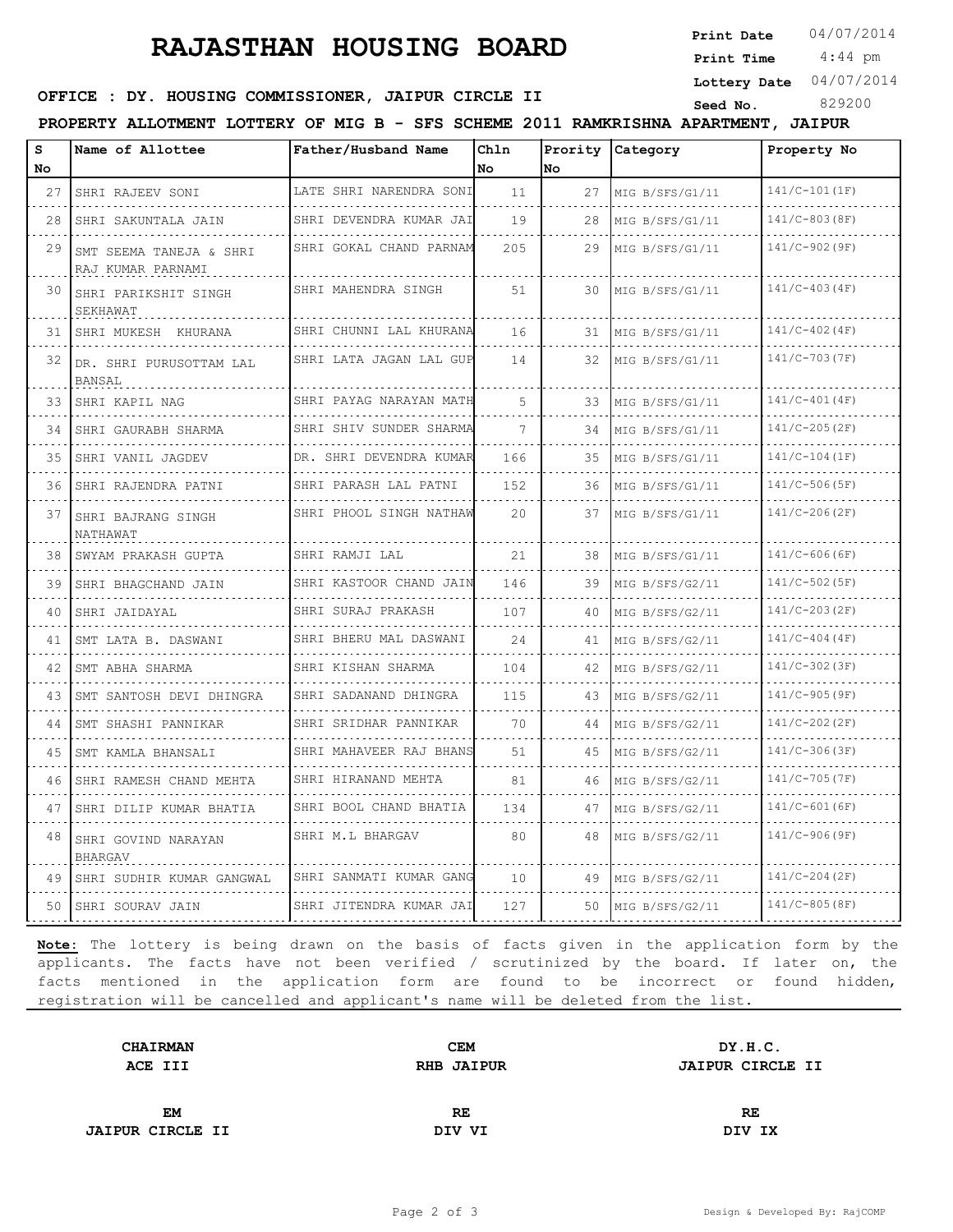# RAJASTHAN HOUSING BOARD

**Print Date** 04/07/2014
**Print Time** 4:44 pm
**Lottery Date** 04/07/2014
**Seed No.** 829200

**OFFICE : DY. HOUSING COMMISSIONER, JAIPUR CIRCLE II**

**PROPERTY ALLOTMENT LOTTERY OF MIG B - SFS SCHEME 2011 RAMKRISHNA APARTMENT, JAIPUR**

| S No | Name of Allottee | Father/Husband Name | Chln No | Prority No | Category | Property No |
|---|---|---|---|---|---|---|
| 27 | SHRI RAJEEV SONI | LATE SHRI NARENDRA SONI | 11 | 27 | MIG B/SFS/G1/11 | 141/C-101(1F) |
| 28 | SHRI SAKUNTALA JAIN | SHRI DEVENDRA KUMAR JAI | 19 | 28 | MIG B/SFS/G1/11 | 141/C-803(8F) |
| 29 | SMT SEEMA TANEJA & SHRI RAJ KUMAR PARNAMI | SHRI GOKAL CHAND PARNAM | 205 | 29 | MIG B/SFS/G1/11 | 141/C-902(9F) |
| 30 | SHRI PARIKSHIT SINGH SEKHAWAT | SHRI MAHENDRA SINGH | 51 | 30 | MIG B/SFS/G1/11 | 141/C-403(4F) |
| 31 | SHRI MUKESH KHURANA | SHRI CHUNNI LAL KHURANA | 16 | 31 | MIG B/SFS/G1/11 | 141/C-402(4F) |
| 32 | DR. SHRI PURUSOTTAM LAL BANSAL | SHRI LATA JAGAN LAL GUP | 14 | 32 | MIG B/SFS/G1/11 | 141/C-703(7F) |
| 33 | SHRI KAPIL NAG | SHRI PAYAG NARAYAN MATH | 5 | 33 | MIG B/SFS/G1/11 | 141/C-401(4F) |
| 34 | SHRI GAURABH SHARMA | SHRI SHIV SUNDER SHARMA | 7 | 34 | MIG B/SFS/G1/11 | 141/C-205(2F) |
| 35 | SHRI VANIL JAGDEV | DR. SHRI DEVENDRA KUMAR | 166 | 35 | MIG B/SFS/G1/11 | 141/C-104(1F) |
| 36 | SHRI RAJENDRA PATNI | SHRI PARASH LAL PATNI | 152 | 36 | MIG B/SFS/G1/11 | 141/C-506(5F) |
| 37 | SHRI BAJRANG SINGH NATHAWAT | SHRI PHOOL SINGH NATHAW | 20 | 37 | MIG B/SFS/G1/11 | 141/C-206(2F) |
| 38 | SWYAM PRAKASH GUPTA | SHRI RAMJI LAL | 21 | 38 | MIG B/SFS/G1/11 | 141/C-606(6F) |
| 39 | SHRI BHAGCHAND JAIN | SHRI KASTOOR CHAND JAIN | 146 | 39 | MIG B/SFS/G2/11 | 141/C-502(5F) |
| 40 | SHRI JAIDAYAL | SHRI SURAJ PRAKASH | 107 | 40 | MIG B/SFS/G2/11 | 141/C-203(2F) |
| 41 | SMT LATA B. DASWANI | SHRI BHERU MAL DASWANI | 24 | 41 | MIG B/SFS/G2/11 | 141/C-404(4F) |
| 42 | SMT ABHA SHARMA | SHRI KISHAN SHARMA | 104 | 42 | MIG B/SFS/G2/11 | 141/C-302(3F) |
| 43 | SMT SANTOSH DEVI DHINGRA | SHRI SADANAND DHINGRA | 115 | 43 | MIG B/SFS/G2/11 | 141/C-905(9F) |
| 44 | SMT SHASHI PANNIKAR | SHRI SRIDHAR PANNIKAR | 70 | 44 | MIG B/SFS/G2/11 | 141/C-202(2F) |
| 45 | SMT KAMLA BHANSALI | SHRI MAHAVEER RAJ BHANS | 51 | 45 | MIG B/SFS/G2/11 | 141/C-306(3F) |
| 46 | SHRI RAMESH CHAND MEHTA | SHRI HIRANAND MEHTA | 81 | 46 | MIG B/SFS/G2/11 | 141/C-705(7F) |
| 47 | SHRI DILIP KUMAR BHATIA | SHRI BOOL CHAND BHATIA | 134 | 47 | MIG B/SFS/G2/11 | 141/C-601(6F) |
| 48 | SHRI GOVIND NARAYAN BHARGAV | SHRI M.L BHARGAV | 80 | 48 | MIG B/SFS/G2/11 | 141/C-906(9F) |
| 49 | SHRI SUDHIR KUMAR GANGWAL | SHRI SANMATI KUMAR GANG | 10 | 49 | MIG B/SFS/G2/11 | 141/C-204(2F) |
| 50 | SHRI SOURAV JAIN | SHRI JITENDRA KUMAR JAI | 127 | 50 | MIG B/SFS/G2/11 | 141/C-805(8F) |

**Note:** The lottery is being drawn on the basis of facts given in the application form by the applicants. The facts have not been verified / scrutinized by the board. If later on, the facts mentioned in the application form are found to be incorrect or found hidden, registration will be cancelled and applicant's name will be deleted from the list.

| CHAIRMAN<br>ACE III | CEM<br>RHB JAIPUR | DY.H.C.<br>JAIPUR CIRCLE II |
|---|---|---|
| **EM**<br>**JAIPUR CIRCLE II** | **RE**<br>**DIV VI** | **RE**<br>**DIV IX** |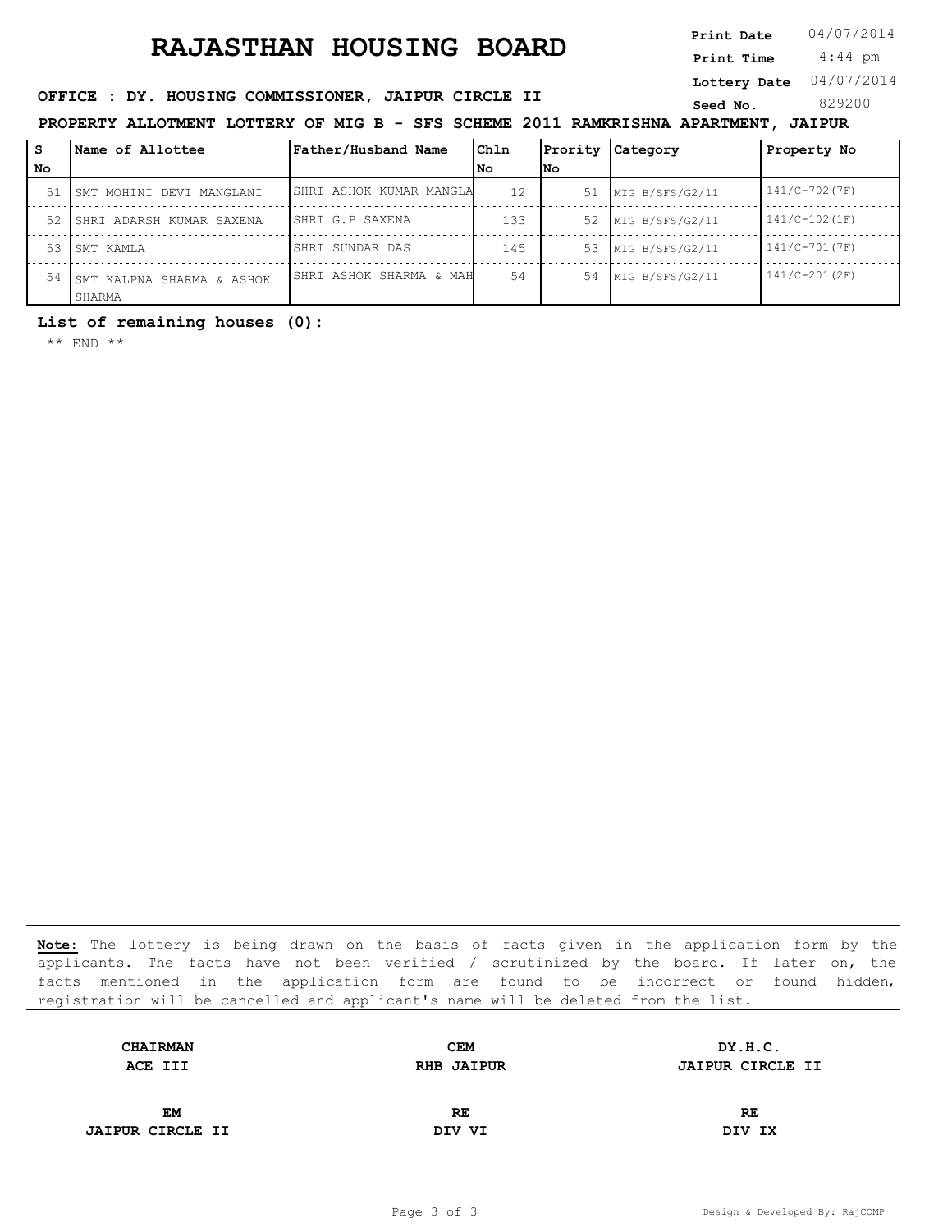# RAJASTHAN HOUSING BOARD

**Print Date** 04/07/2014
**Print Time** 4:44 pm
**Lottery Date** 04/07/2014
**Seed No.** 829200

**OFFICE : DY. HOUSING COMMISSIONER, JAIPUR CIRCLE II**

**PROPERTY ALLOTMENT LOTTERY OF MIG B - SFS SCHEME 2011 RAMKRISHNA APARTMENT, JAIPUR**

| S No | Name of Allottee | Father/Husband Name | Chln No | Prority No | Category | Property No |
|---|---|---|---|---|---|---|
| 51 | SMT MOHINI DEVI MANGLANI | SHRI ASHOK KUMAR MANGLA | 12 | 51 | MIG B/SFS/G2/11 | 141/C-702(7F) |
| 52 | SHRI ADARSH KUMAR SAXENA | SHRI G.P SAXENA | 133 | 52 | MIG B/SFS/G2/11 | 141/C-102(1F) |
| 53 | SMT KAMLA | SHRI SUNDAR DAS | 145 | 53 | MIG B/SFS/G2/11 | 141/C-701(7F) |
| 54 | SMT KALPNA SHARMA & ASHOK SHARMA | SHRI ASHOK SHARMA & MAH | 54 | 54 | MIG B/SFS/G2/11 | 141/C-201(2F) |

**List of remaining houses (0):**

** END **

**Note:** The lottery is being drawn on the basis of facts given in the application form by the applicants. The facts have not been verified / scrutinized by the board. If later on, the facts mentioned in the application form are found to be incorrect or found hidden, registration will be cancelled and applicant's name will be deleted from the list.

| | | |
|---|---|---|
| **CHAIRMAN**<br>**ACE III** | **CEM**<br>**RHB JAIPUR** | **DY.H.C.**<br>**JAIPUR CIRCLE II** |
| **EM**<br>**JAIPUR CIRCLE II** | **RE**<br>**DIV VI** | **RE**<br>**DIV IX** |

Design & Developed By: RajCOMP